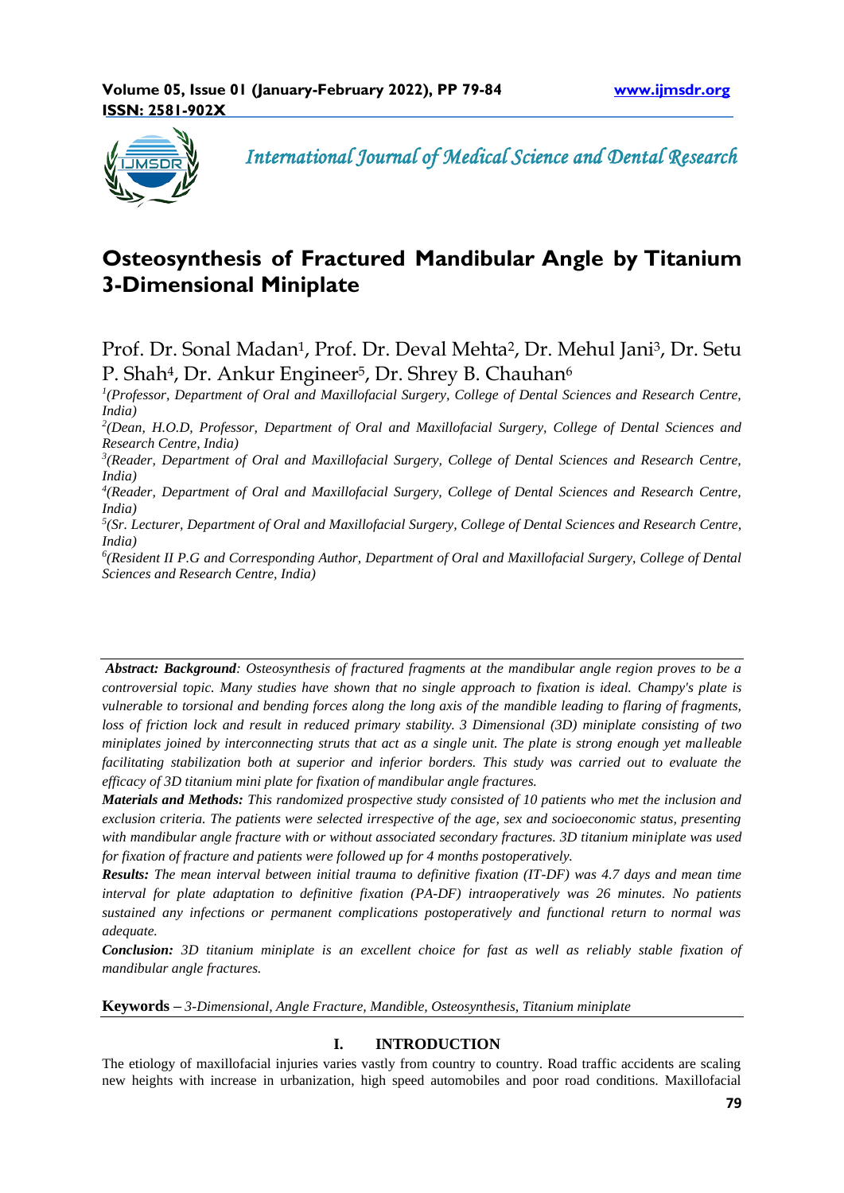# Osteosynthesis of Fractured Mandibular Angle by Titanium 3-Dimensional Miniplate

Prof. Dr. Sonal Madan[1], Prof. Dr. Deval Mehta[2], Dr. Mehul Jani[3], Dr. Setu P. Shah[4], Dr. Ankur Engineer[5], Dr. Shrey B. Chauhan[6]

[1]*(Professor, Department of Oral and Maxillofacial Surgery, College of Dental Sciences and Research Centre, India)*

[2]*(Dean, H.O.D, Professor, Department of Oral and Maxillofacial Surgery, College of Dental Sciences and Research Centre, India)*

[3]*(Reader, Department of Oral and Maxillofacial Surgery, College of Dental Sciences and Research Centre, India)*

[4]*(Reader, Department of Oral and Maxillofacial Surgery, College of Dental Sciences and Research Centre, India)*

[5]*(Sr. Lecturer, Department of Oral and Maxillofacial Surgery, College of Dental Sciences and Research Centre, India)*

[6]*(Resident II P.G and Corresponding Author, Department of Oral and Maxillofacial Surgery, College of Dental Sciences and Research Centre, India)*

***Abstract: Background****: Osteosynthesis of fractured fragments at the mandibular angle region proves to be a controversial topic. Many studies have shown that no single approach to fixation is ideal. Champy's plate is vulnerable to torsional and bending forces along the long axis of the mandible leading to flaring of fragments, loss of friction lock and result in reduced primary stability. 3 Dimensional (3D) miniplate consisting of two miniplates joined by interconnecting struts that act as a single unit. The plate is strong enough yet malleable facilitating stabilization both at superior and inferior borders. This study was carried out to evaluate the efficacy of 3D titanium mini plate for fixation of mandibular angle fractures.*

***Materials and Methods:*** *This randomized prospective study consisted of 10 patients who met the inclusion and exclusion criteria. The patients were selected irrespective of the age, sex and socioeconomic status, presenting with mandibular angle fracture with or without associated secondary fractures. 3D titanium miniplate was used for fixation of fracture and patients were followed up for 4 months postoperatively.*

***Results:*** *The mean interval between initial trauma to definitive fixation (IT-DF) was 4.7 days and mean time interval for plate adaptation to definitive fixation (PA-DF) intraoperatively was 26 minutes. No patients sustained any infections or permanent complications postoperatively and functional return to normal was adequate.*

***Conclusion:*** *3D titanium miniplate is an excellent choice for fast as well as reliably stable fixation of mandibular angle fractures.*

**Keywords –** *3-Dimensional, Angle Fracture, Mandible, Osteosynthesis, Titanium miniplate*

## I. INTRODUCTION

The etiology of maxillofacial injuries varies vastly from country to country. Road traffic accidents are scaling new heights with increase in urbanization, high speed automobiles and poor road conditions. Maxillofacial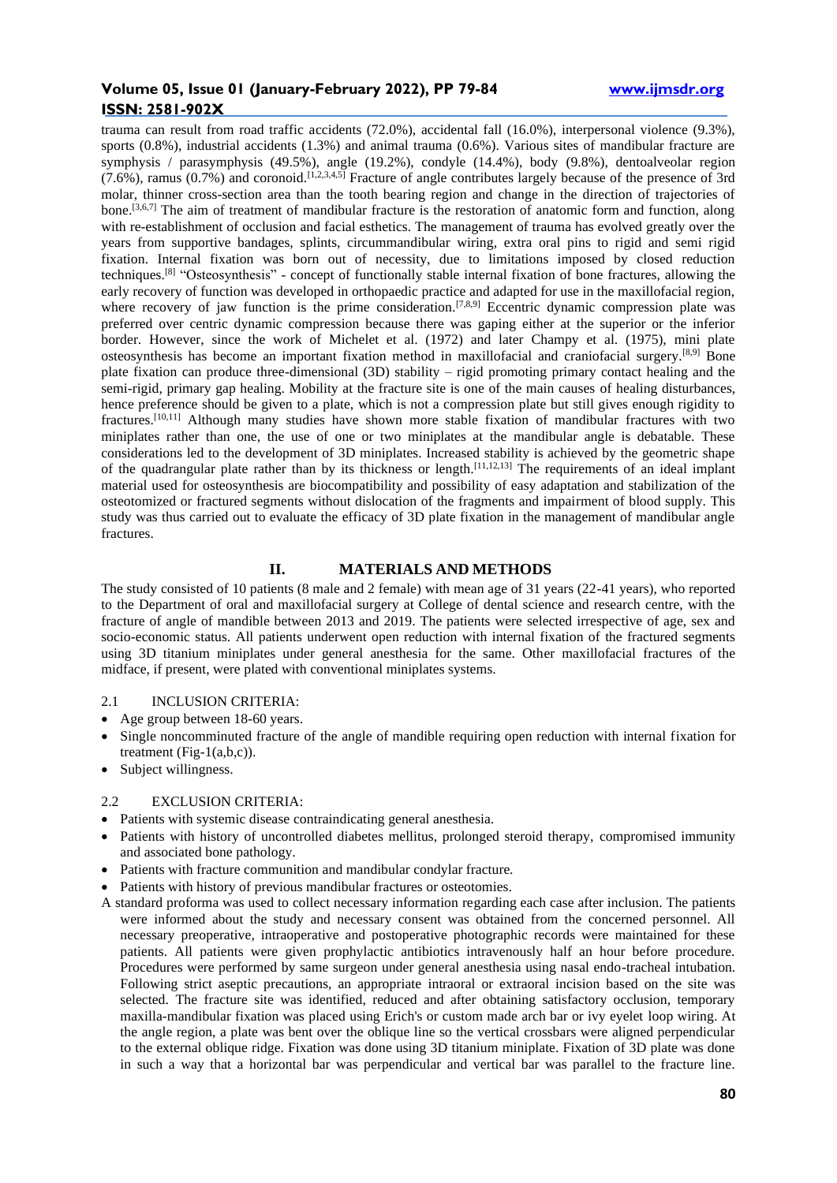trauma can result from road traffic accidents (72.0%), accidental fall (16.0%), interpersonal violence (9.3%), sports (0.8%), industrial accidents (1.3%) and animal trauma (0.6%). Various sites of mandibular fracture are symphysis / parasymphysis (49.5%), angle (19.2%), condyle (14.4%), body (9.8%), dentoalveolar region (7.6%), ramus (0.7%) and coronoid.[1,2,3,4,5] Fracture of angle contributes largely because of the presence of 3rd molar, thinner cross-section area than the tooth bearing region and change in the direction of trajectories of bone.[3,6,7] The aim of treatment of mandibular fracture is the restoration of anatomic form and function, along with re-establishment of occlusion and facial esthetics. The management of trauma has evolved greatly over the years from supportive bandages, splints, circummandibular wiring, extra oral pins to rigid and semi rigid fixation. Internal fixation was born out of necessity, due to limitations imposed by closed reduction techniques.[8] "Osteosynthesis" - concept of functionally stable internal fixation of bone fractures, allowing the early recovery of function was developed in orthopaedic practice and adapted for use in the maxillofacial region, where recovery of jaw function is the prime consideration.[7,8,9] Eccentric dynamic compression plate was preferred over centric dynamic compression because there was gaping either at the superior or the inferior border. However, since the work of Michelet et al. (1972) and later Champy et al. (1975), mini plate osteosynthesis has become an important fixation method in maxillofacial and craniofacial surgery.[8,9] Bone plate fixation can produce three-dimensional (3D) stability – rigid promoting primary contact healing and the semi-rigid, primary gap healing. Mobility at the fracture site is one of the main causes of healing disturbances, hence preference should be given to a plate, which is not a compression plate but still gives enough rigidity to fractures.[10,11] Although many studies have shown more stable fixation of mandibular fractures with two miniplates rather than one, the use of one or two miniplates at the mandibular angle is debatable. These considerations led to the development of 3D miniplates. Increased stability is achieved by the geometric shape of the quadrangular plate rather than by its thickness or length.[11,12,13] The requirements of an ideal implant material used for osteosynthesis are biocompatibility and possibility of easy adaptation and stabilization of the osteotomized or fractured segments without dislocation of the fragments and impairment of blood supply. This study was thus carried out to evaluate the efficacy of 3D plate fixation in the management of mandibular angle fractures.

## II. MATERIALS AND METHODS

The study consisted of 10 patients (8 male and 2 female) with mean age of 31 years (22-41 years), who reported to the Department of oral and maxillofacial surgery at College of dental science and research centre, with the fracture of angle of mandible between 2013 and 2019. The patients were selected irrespective of age, sex and socio-economic status. All patients underwent open reduction with internal fixation of the fractured segments using 3D titanium miniplates under general anesthesia for the same. Other maxillofacial fractures of the midface, if present, were plated with conventional miniplates systems.

### 2.1 INCLUSION CRITERIA:

- Age group between 18-60 years.
- Single noncomminuted fracture of the angle of mandible requiring open reduction with internal fixation for treatment (Fig-1(a,b,c)).
- Subject willingness.

### 2.2 EXCLUSION CRITERIA:

- Patients with systemic disease contraindicating general anesthesia.
- Patients with history of uncontrolled diabetes mellitus, prolonged steroid therapy, compromised immunity and associated bone pathology.
- Patients with fracture communition and mandibular condylar fracture.
- Patients with history of previous mandibular fractures or osteotomies.

A standard proforma was used to collect necessary information regarding each case after inclusion. The patients were informed about the study and necessary consent was obtained from the concerned personnel. All necessary preoperative, intraoperative and postoperative photographic records were maintained for these patients. All patients were given prophylactic antibiotics intravenously half an hour before procedure. Procedures were performed by same surgeon under general anesthesia using nasal endo-tracheal intubation. Following strict aseptic precautions, an appropriate intraoral or extraoral incision based on the site was selected. The fracture site was identified, reduced and after obtaining satisfactory occlusion, temporary maxilla-mandibular fixation was placed using Erich's or custom made arch bar or ivy eyelet loop wiring. At the angle region, a plate was bent over the oblique line so the vertical crossbars were aligned perpendicular to the external oblique ridge. Fixation was done using 3D titanium miniplate. Fixation of 3D plate was done in such a way that a horizontal bar was perpendicular and vertical bar was parallel to the fracture line.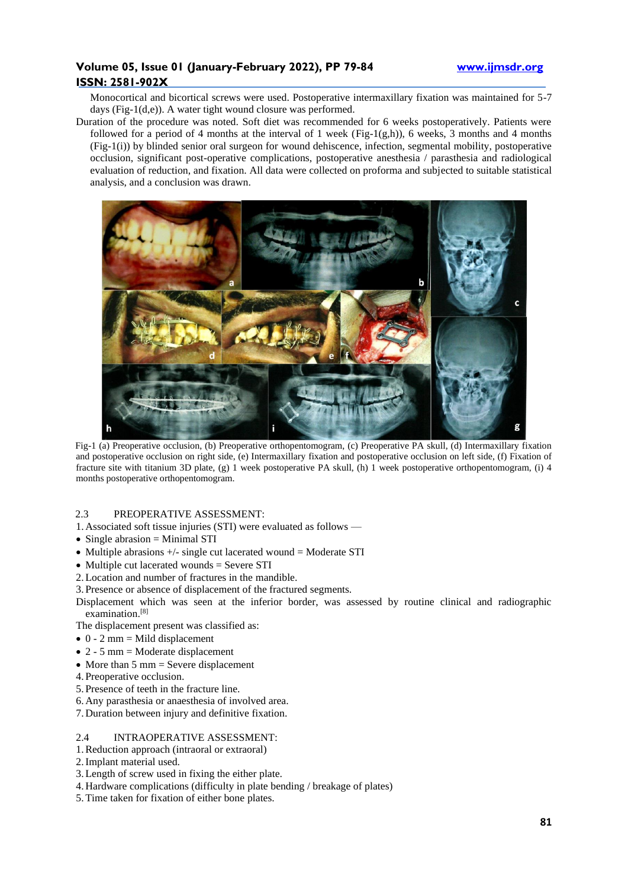Monocortical and bicortical screws were used. Postoperative intermaxillary fixation was maintained for 5-7 days (Fig-1(d,e)). A water tight wound closure was performed.

Duration of the procedure was noted. Soft diet was recommended for 6 weeks postoperatively. Patients were followed for a period of 4 months at the interval of 1 week (Fig-1(g,h)), 6 weeks, 3 months and 4 months (Fig-1(i)) by blinded senior oral surgeon for wound dehiscence, infection, segmental mobility, postoperative occlusion, significant post-operative complications, postoperative anesthesia / parasthesia and radiological evaluation of reduction, and fixation. All data were collected on proforma and subjected to suitable statistical analysis, and a conclusion was drawn.

Fig-1 (a) Preoperative occlusion, (b) Preoperative orthopentomogram, (c) Preoperative PA skull, (d) Intermaxillary fixation and postoperative occlusion on right side, (e) Intermaxillary fixation and postoperative occlusion on left side, (f) Fixation of fracture site with titanium 3D plate, (g) 1 week postoperative PA skull, (h) 1 week postoperative orthopentomogram, (i) 4 months postoperative orthopentomogram.

## 2.3 PREOPERATIVE ASSESSMENT:

1. Associated soft tissue injuries (STI) were evaluated as follows —
   - Single abrasion = Minimal STI
   - Multiple abrasions +/- single cut lacerated wound = Moderate STI
   - Multiple cut lacerated wounds = Severe STI
2. Location and number of fractures in the mandible.
3. Presence or absence of displacement of the fractured segments.

Displacement which was seen at the inferior border, was assessed by routine clinical and radiographic examination.[8]

The displacement present was classified as:

- 0 - 2 mm = Mild displacement
- 2 - 5 mm = Moderate displacement
- More than 5 mm = Severe displacement

4. Preoperative occlusion.
5. Presence of teeth in the fracture line.
6. Any parasthesia or anaesthesia of involved area.
7. Duration between injury and definitive fixation.

## 2.4 INTRAOPERATIVE ASSESSMENT:

1. Reduction approach (intraoral or extraoral)
2. Implant material used.
3. Length of screw used in fixing the either plate.
4. Hardware complications (difficulty in plate bending / breakage of plates)
5. Time taken for fixation of either bone plates.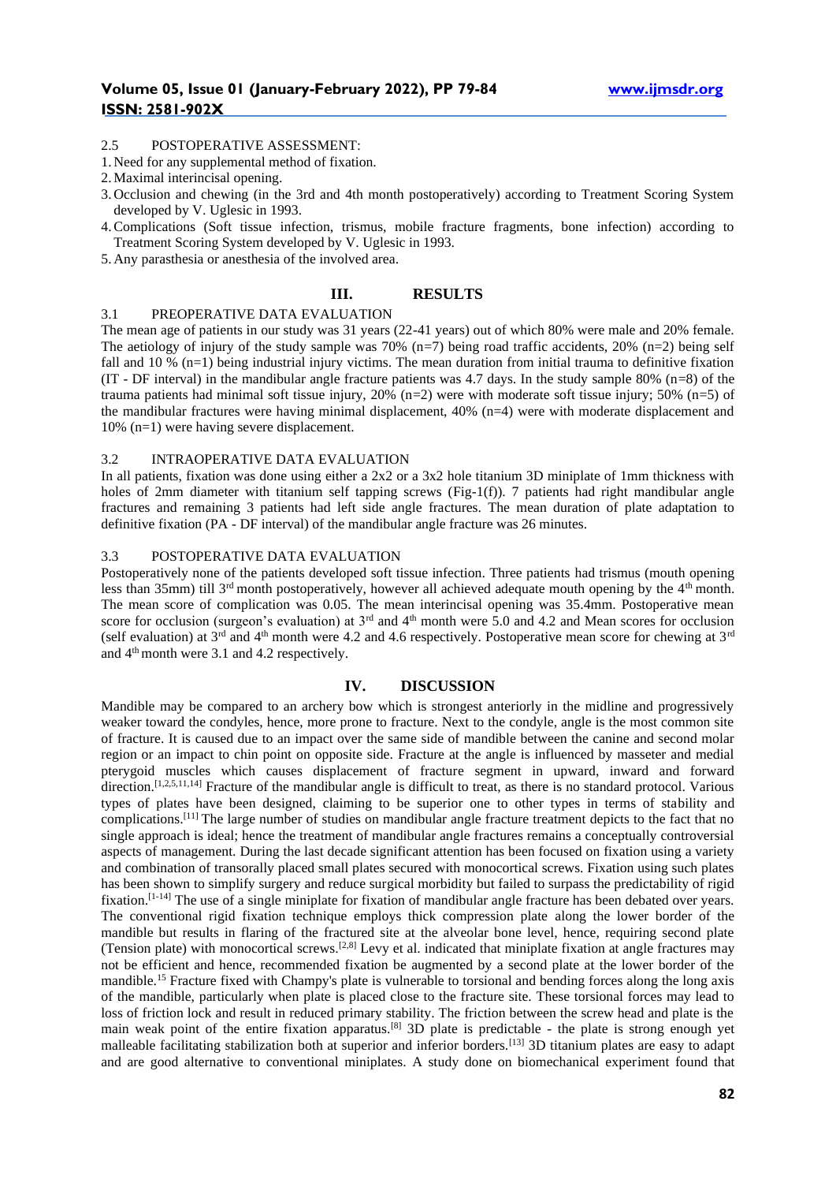### 2.5 POSTOPERATIVE ASSESSMENT:

1. Need for any supplemental method of fixation.
2. Maximal interincisal opening.
3. Occlusion and chewing (in the 3rd and 4th month postoperatively) according to Treatment Scoring System developed by V. Uglesic in 1993.
4. Complications (Soft tissue infection, trismus, mobile fracture fragments, bone infection) according to Treatment Scoring System developed by V. Uglesic in 1993.
5. Any parasthesia or anesthesia of the involved area.

## III. RESULTS

### 3.1 PREOPERATIVE DATA EVALUATION

The mean age of patients in our study was 31 years (22-41 years) out of which 80% were male and 20% female. The aetiology of injury of the study sample was 70% (n=7) being road traffic accidents, 20% (n=2) being self fall and 10 % (n=1) being industrial injury victims. The mean duration from initial trauma to definitive fixation (IT - DF interval) in the mandibular angle fracture patients was 4.7 days. In the study sample 80% (n=8) of the trauma patients had minimal soft tissue injury, 20% (n=2) were with moderate soft tissue injury; 50% (n=5) of the mandibular fractures were having minimal displacement, 40% (n=4) were with moderate displacement and 10% (n=1) were having severe displacement.

### 3.2 INTRAOPERATIVE DATA EVALUATION

In all patients, fixation was done using either a 2x2 or a 3x2 hole titanium 3D miniplate of 1mm thickness with holes of 2mm diameter with titanium self tapping screws (Fig-1(f)). 7 patients had right mandibular angle fractures and remaining 3 patients had left side angle fractures. The mean duration of plate adaptation to definitive fixation (PA - DF interval) of the mandibular angle fracture was 26 minutes.

### 3.3 POSTOPERATIVE DATA EVALUATION

Postoperatively none of the patients developed soft tissue infection. Three patients had trismus (mouth opening less than 35mm) till 3rd month postoperatively, however all achieved adequate mouth opening by the 4th month. The mean score of complication was 0.05. The mean interincisal opening was 35.4mm. Postoperative mean score for occlusion (surgeon's evaluation) at 3rd and 4th month were 5.0 and 4.2 and Mean scores for occlusion (self evaluation) at 3rd and 4th month were 4.2 and 4.6 respectively. Postoperative mean score for chewing at 3rd and 4th month were 3.1 and 4.2 respectively.

## IV. DISCUSSION

Mandible may be compared to an archery bow which is strongest anteriorly in the midline and progressively weaker toward the condyles, hence, more prone to fracture. Next to the condyle, angle is the most common site of fracture. It is caused due to an impact over the same side of mandible between the canine and second molar region or an impact to chin point on opposite side. Fracture at the angle is influenced by masseter and medial pterygoid muscles which causes displacement of fracture segment in upward, inward and forward direction.[1,2,5,11,14] Fracture of the mandibular angle is difficult to treat, as there is no standard protocol. Various types of plates have been designed, claiming to be superior one to other types in terms of stability and complications.[11] The large number of studies on mandibular angle fracture treatment depicts to the fact that no single approach is ideal; hence the treatment of mandibular angle fractures remains a conceptually controversial aspects of management. During the last decade significant attention has been focused on fixation using a variety and combination of transorally placed small plates secured with monocortical screws. Fixation using such plates has been shown to simplify surgery and reduce surgical morbidity but failed to surpass the predictability of rigid fixation.[1-14] The use of a single miniplate for fixation of mandibular angle fracture has been debated over years. The conventional rigid fixation technique employs thick compression plate along the lower border of the mandible but results in flaring of the fractured site at the alveolar bone level, hence, requiring second plate (Tension plate) with monocortical screws.[2,8] Levy et al. indicated that miniplate fixation at angle fractures may not be efficient and hence, recommended fixation be augmented by a second plate at the lower border of the mandible.[15] Fracture fixed with Champy's plate is vulnerable to torsional and bending forces along the long axis of the mandible, particularly when plate is placed close to the fracture site. These torsional forces may lead to loss of friction lock and result in reduced primary stability. The friction between the screw head and plate is the main weak point of the entire fixation apparatus.[8] 3D plate is predictable - the plate is strong enough yet malleable facilitating stabilization both at superior and inferior borders.[13] 3D titanium plates are easy to adapt and are good alternative to conventional miniplates. A study done on biomechanical experiment found that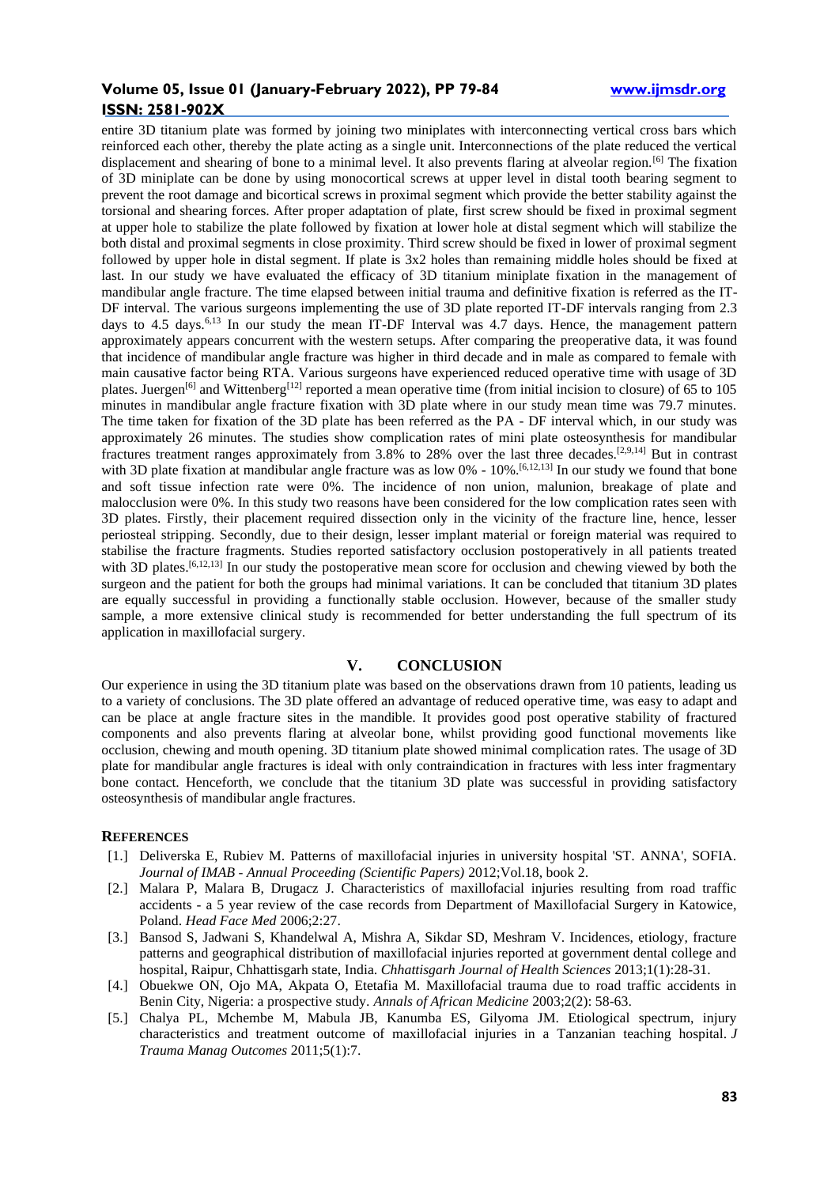entire 3D titanium plate was formed by joining two miniplates with interconnecting vertical cross bars which reinforced each other, thereby the plate acting as a single unit. Interconnections of the plate reduced the vertical displacement and shearing of bone to a minimal level. It also prevents flaring at alveolar region.[6] The fixation of 3D miniplate can be done by using monocortical screws at upper level in distal tooth bearing segment to prevent the root damage and bicortical screws in proximal segment which provide the better stability against the torsional and shearing forces. After proper adaptation of plate, first screw should be fixed in proximal segment at upper hole to stabilize the plate followed by fixation at lower hole at distal segment which will stabilize the both distal and proximal segments in close proximity. Third screw should be fixed in lower of proximal segment followed by upper hole in distal segment. If plate is 3x2 holes than remaining middle holes should be fixed at last. In our study we have evaluated the efficacy of 3D titanium miniplate fixation in the management of mandibular angle fracture. The time elapsed between initial trauma and definitive fixation is referred as the IT-DF interval. The various surgeons implementing the use of 3D plate reported IT-DF intervals ranging from 2.3 days to 4.5 days.[6,13] In our study the mean IT-DF Interval was 4.7 days. Hence, the management pattern approximately appears concurrent with the western setups. After comparing the preoperative data, it was found that incidence of mandibular angle fracture was higher in third decade and in male as compared to female with main causative factor being RTA. Various surgeons have experienced reduced operative time with usage of 3D plates. Juergen[6] and Wittenberg[12] reported a mean operative time (from initial incision to closure) of 65 to 105 minutes in mandibular angle fracture fixation with 3D plate where in our study mean time was 79.7 minutes. The time taken for fixation of the 3D plate has been referred as the PA - DF interval which, in our study was approximately 26 minutes. The studies show complication rates of mini plate osteosynthesis for mandibular fractures treatment ranges approximately from 3.8% to 28% over the last three decades.[2,9,14] But in contrast with 3D plate fixation at mandibular angle fracture was as low 0% - 10%.[6,12,13] In our study we found that bone and soft tissue infection rate were 0%. The incidence of non union, malunion, breakage of plate and malocclusion were 0%. In this study two reasons have been considered for the low complication rates seen with 3D plates. Firstly, their placement required dissection only in the vicinity of the fracture line, hence, lesser periosteal stripping. Secondly, due to their design, lesser implant material or foreign material was required to stabilise the fracture fragments. Studies reported satisfactory occlusion postoperatively in all patients treated with 3D plates.[6,12,13] In our study the postoperative mean score for occlusion and chewing viewed by both the surgeon and the patient for both the groups had minimal variations. It can be concluded that titanium 3D plates are equally successful in providing a functionally stable occlusion. However, because of the smaller study sample, a more extensive clinical study is recommended for better understanding the full spectrum of its application in maxillofacial surgery.

## V. CONCLUSION

Our experience in using the 3D titanium plate was based on the observations drawn from 10 patients, leading us to a variety of conclusions. The 3D plate offered an advantage of reduced operative time, was easy to adapt and can be place at angle fracture sites in the mandible. It provides good post operative stability of fractured components and also prevents flaring at alveolar bone, whilst providing good functional movements like occlusion, chewing and mouth opening. 3D titanium plate showed minimal complication rates. The usage of 3D plate for mandibular angle fractures is ideal with only contraindication in fractures with less inter fragmentary bone contact. Henceforth, we conclude that the titanium 3D plate was successful in providing satisfactory osteosynthesis of mandibular angle fractures.

## REFERENCES

[1.] Deliverska E, Rubiev M. Patterns of maxillofacial injuries in university hospital 'ST. ANNA', SOFIA. *Journal of IMAB - Annual Proceeding (Scientific Papers)* 2012;Vol.18, book 2.

[2.] Malara P, Malara B, Drugacz J. Characteristics of maxillofacial injuries resulting from road traffic accidents - a 5 year review of the case records from Department of Maxillofacial Surgery in Katowice, Poland. *Head Face Med* 2006;2:27.

[3.] Bansod S, Jadwani S, Khandelwal A, Mishra A, Sikdar SD, Meshram V. Incidences, etiology, fracture patterns and geographical distribution of maxillofacial injuries reported at government dental college and hospital, Raipur, Chhattisgarh state, India. *Chhattisgarh Journal of Health Sciences* 2013;1(1):28-31.

[4.] Obuekwe ON, Ojo MA, Akpata O, Etetafia M. Maxillofacial trauma due to road traffic accidents in Benin City, Nigeria: a prospective study. *Annals of African Medicine* 2003;2(2): 58-63.

[5.] Chalya PL, Mchembe M, Mabula JB, Kanumba ES, Gilyoma JM. Etiological spectrum, injury characteristics and treatment outcome of maxillofacial injuries in a Tanzanian teaching hospital. *J Trauma Manag Outcomes* 2011;5(1):7.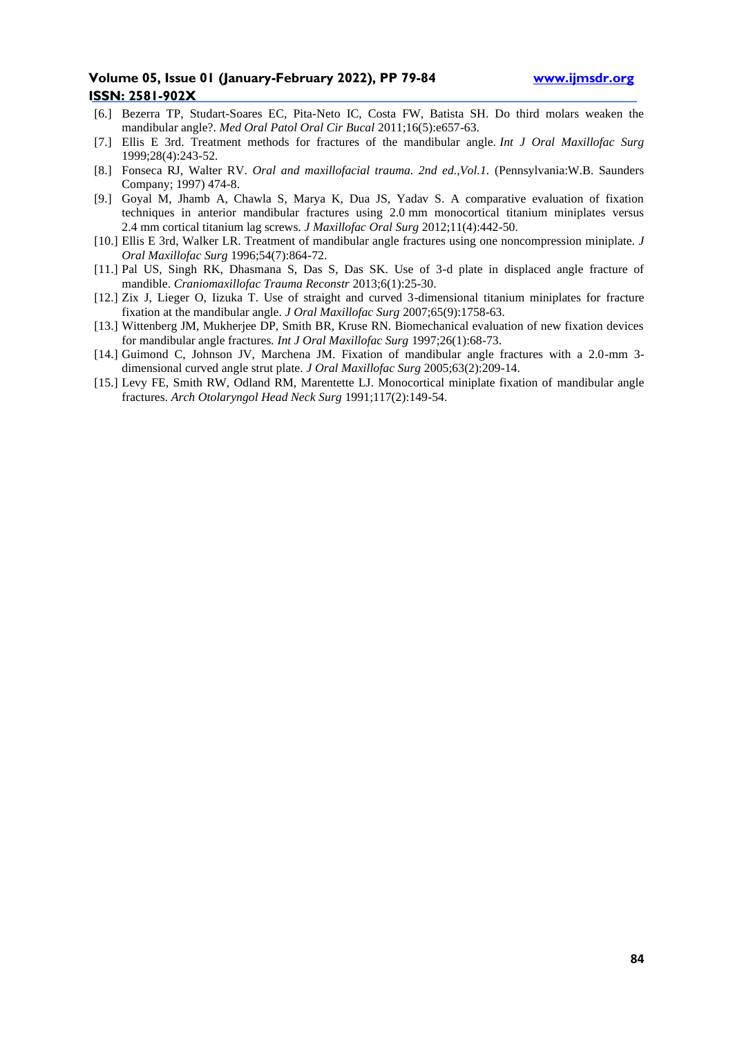[6.] Bezerra TP, Studart-Soares EC, Pita-Neto IC, Costa FW, Batista SH. Do third molars weaken the mandibular angle?. *Med Oral Patol Oral Cir Bucal* 2011;16(5):e657-63.

[7.] Ellis E 3rd. Treatment methods for fractures of the mandibular angle. *Int J Oral Maxillofac Surg* 1999;28(4):243-52.

[8.] Fonseca RJ, Walter RV. *Oral and maxillofacial trauma. 2nd ed.,Vol.1.* (Pennsylvania:W.B. Saunders Company; 1997) 474-8.

[9.] Goyal M, Jhamb A, Chawla S, Marya K, Dua JS, Yadav S. A comparative evaluation of fixation techniques in anterior mandibular fractures using 2.0 mm monocortical titanium miniplates versus 2.4 mm cortical titanium lag screws. *J Maxillofac Oral Surg* 2012;11(4):442-50.

[10.] Ellis E 3rd, Walker LR. Treatment of mandibular angle fractures using one noncompression miniplate. *J Oral Maxillofac Surg* 1996;54(7):864-72.

[11.] Pal US, Singh RK, Dhasmana S, Das S, Das SK. Use of 3-d plate in displaced angle fracture of mandible. *Craniomaxillofac Trauma Reconstr* 2013;6(1):25-30.

[12.] Zix J, Lieger O, Iizuka T. Use of straight and curved 3-dimensional titanium miniplates for fracture fixation at the mandibular angle. *J Oral Maxillofac Surg* 2007;65(9):1758-63.

[13.] Wittenberg JM, Mukherjee DP, Smith BR, Kruse RN. Biomechanical evaluation of new fixation devices for mandibular angle fractures. *Int J Oral Maxillofac Surg* 1997;26(1):68-73.

[14.] Guimond C, Johnson JV, Marchena JM. Fixation of mandibular angle fractures with a 2.0-mm 3-dimensional curved angle strut plate. *J Oral Maxillofac Surg* 2005;63(2):209-14.

[15.] Levy FE, Smith RW, Odland RM, Marentette LJ. Monocortical miniplate fixation of mandibular angle fractures. *Arch Otolaryngol Head Neck Surg* 1991;117(2):149-54.